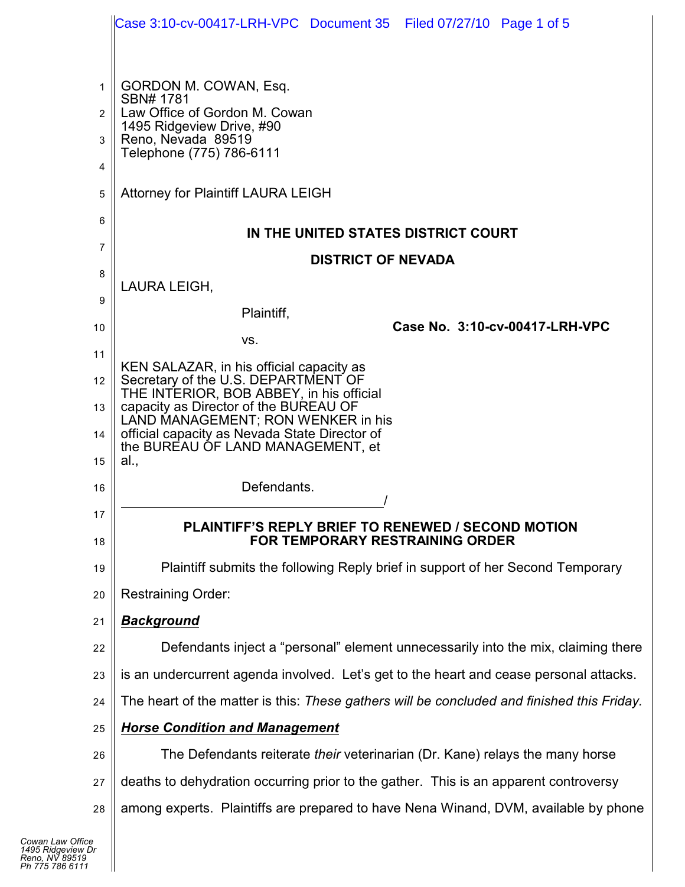GORDON M. COWAN, Esq.
SBN# 1781
Law Office of Gordon M. Cowan
1495 Ridgeview Drive, #90
Reno, Nevada 89519
Telephone (775) 786-6111

Attorney for Plaintiff LAURA LEIGH

**IN THE UNITED STATES DISTRICT COURT**

**DISTRICT OF NEVADA**

LAURA LEIGH,

Plaintiff,

vs.

**Case No. 3:10-cv-00417-LRH-VPC**

KEN SALAZAR, in his official capacity as Secretary of the U.S. DEPARTMENT OF THE INTERIOR, BOB ABBEY, in his official capacity as Director of the BUREAU OF LAND MANAGEMENT; RON WENKER in his official capacity as Nevada State Director of the BUREAU OF LAND MANAGEMENT, et al.,

Defendants.
_______________________________________/

**PLAINTIFF'S REPLY BRIEF TO RENEWED / SECOND MOTION FOR TEMPORARY RESTRAINING ORDER**

Plaintiff submits the following Reply brief in support of her Second Temporary Restraining Order:

***Background***

Defendants inject a "personal" element unnecessarily into the mix, claiming there is an undercurrent agenda involved. Let's get to the heart and cease personal attacks. The heart of the matter is this: *These gathers will be concluded and finished this Friday.*

***Horse Condition and Management***

The Defendants reiterate *their* veterinarian (Dr. Kane) relays the many horse deaths to dehydration occurring prior to the gather. This is an apparent controversy among experts. Plaintiffs are prepared to have Nena Winand, DVM, available by phone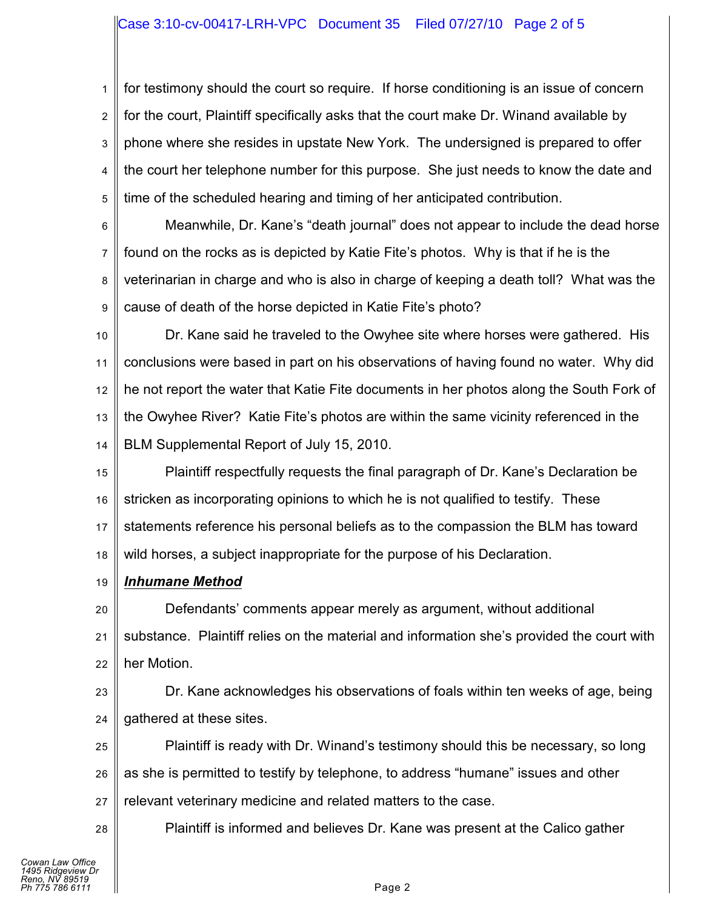for testimony should the court so require. If horse conditioning is an issue of concern for the court, Plaintiff specifically asks that the court make Dr. Winand available by phone where she resides in upstate New York. The undersigned is prepared to offer the court her telephone number for this purpose. She just needs to know the date and time of the scheduled hearing and timing of her anticipated contribution.

Meanwhile, Dr. Kane's "death journal" does not appear to include the dead horse found on the rocks as is depicted by Katie Fite's photos. Why is that if he is the veterinarian in charge and who is also in charge of keeping a death toll? What was the cause of death of the horse depicted in Katie Fite's photo?

Dr. Kane said he traveled to the Owyhee site where horses were gathered. His conclusions were based in part on his observations of having found no water. Why did he not report the water that Katie Fite documents in her photos along the South Fork of the Owyhee River? Katie Fite's photos are within the same vicinity referenced in the BLM Supplemental Report of July 15, 2010.

Plaintiff respectfully requests the final paragraph of Dr. Kane's Declaration be stricken as incorporating opinions to which he is not qualified to testify. These statements reference his personal beliefs as to the compassion the BLM has toward wild horses, a subject inappropriate for the purpose of his Declaration.

***Inhumane Method***

Defendants' comments appear merely as argument, without additional substance. Plaintiff relies on the material and information she's provided the court with her Motion.

Dr. Kane acknowledges his observations of foals within ten weeks of age, being gathered at these sites.

Plaintiff is ready with Dr. Winand's testimony should this be necessary, so long as she is permitted to testify by telephone, to address "humane" issues and other relevant veterinary medicine and related matters to the case.

Plaintiff is informed and believes Dr. Kane was present at the Calico gather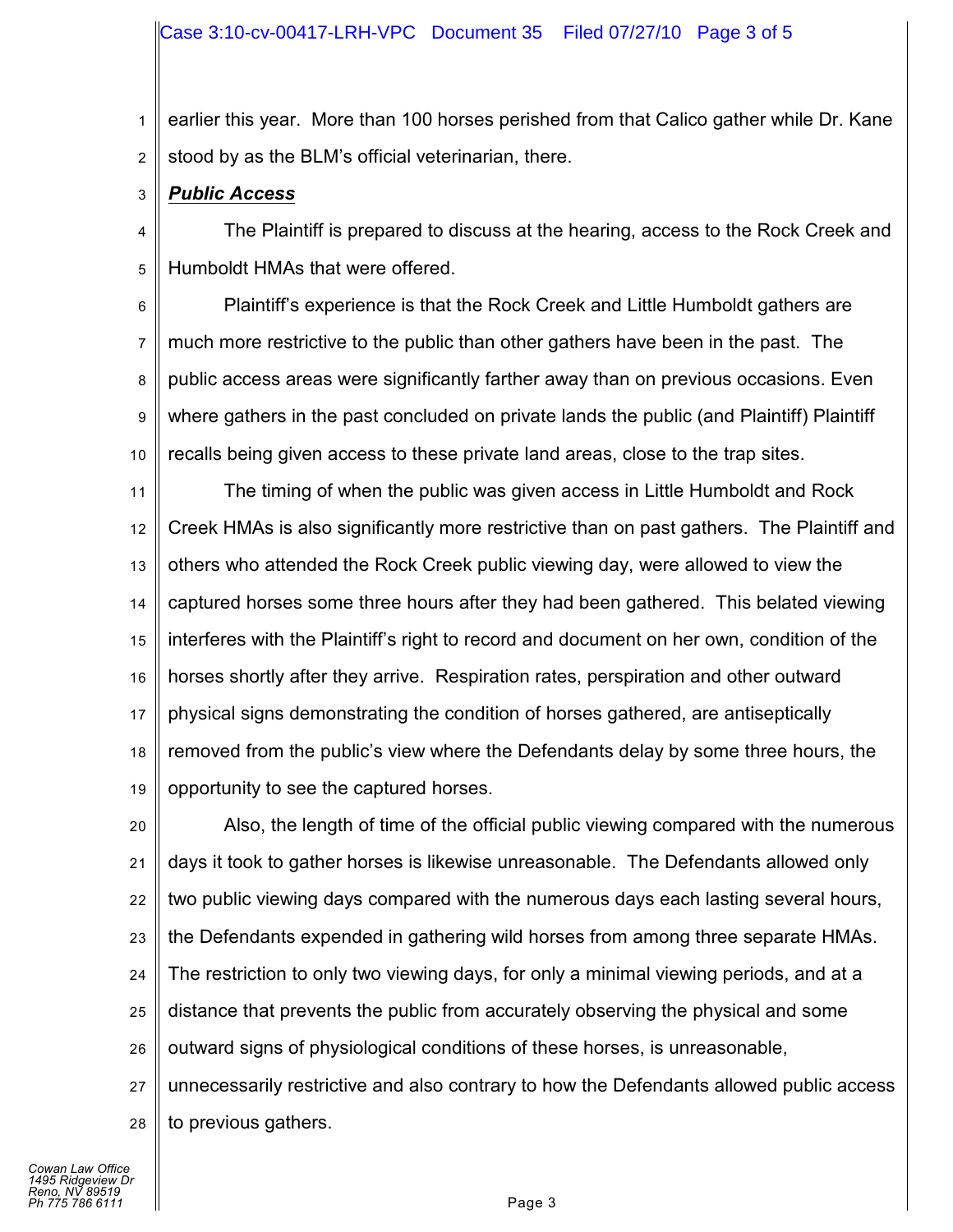earlier this year. More than 100 horses perished from that Calico gather while Dr. Kane stood by as the BLM's official veterinarian, there.

***Public Access***

The Plaintiff is prepared to discuss at the hearing, access to the Rock Creek and Humboldt HMAs that were offered.

Plaintiff's experience is that the Rock Creek and Little Humboldt gathers are much more restrictive to the public than other gathers have been in the past. The public access areas were significantly farther away than on previous occasions. Even where gathers in the past concluded on private lands the public (and Plaintiff) Plaintiff recalls being given access to these private land areas, close to the trap sites.

The timing of when the public was given access in Little Humboldt and Rock Creek HMAs is also significantly more restrictive than on past gathers. The Plaintiff and others who attended the Rock Creek public viewing day, were allowed to view the captured horses some three hours after they had been gathered. This belated viewing interferes with the Plaintiff's right to record and document on her own, condition of the horses shortly after they arrive. Respiration rates, perspiration and other outward physical signs demonstrating the condition of horses gathered, are antiseptically removed from the public's view where the Defendants delay by some three hours, the opportunity to see the captured horses.

Also, the length of time of the official public viewing compared with the numerous days it took to gather horses is likewise unreasonable. The Defendants allowed only two public viewing days compared with the numerous days each lasting several hours, the Defendants expended in gathering wild horses from among three separate HMAs. The restriction to only two viewing days, for only a minimal viewing periods, and at a distance that prevents the public from accurately observing the physical and some outward signs of physiological conditions of these horses, is unreasonable, unnecessarily restrictive and also contrary to how the Defendants allowed public access to previous gathers.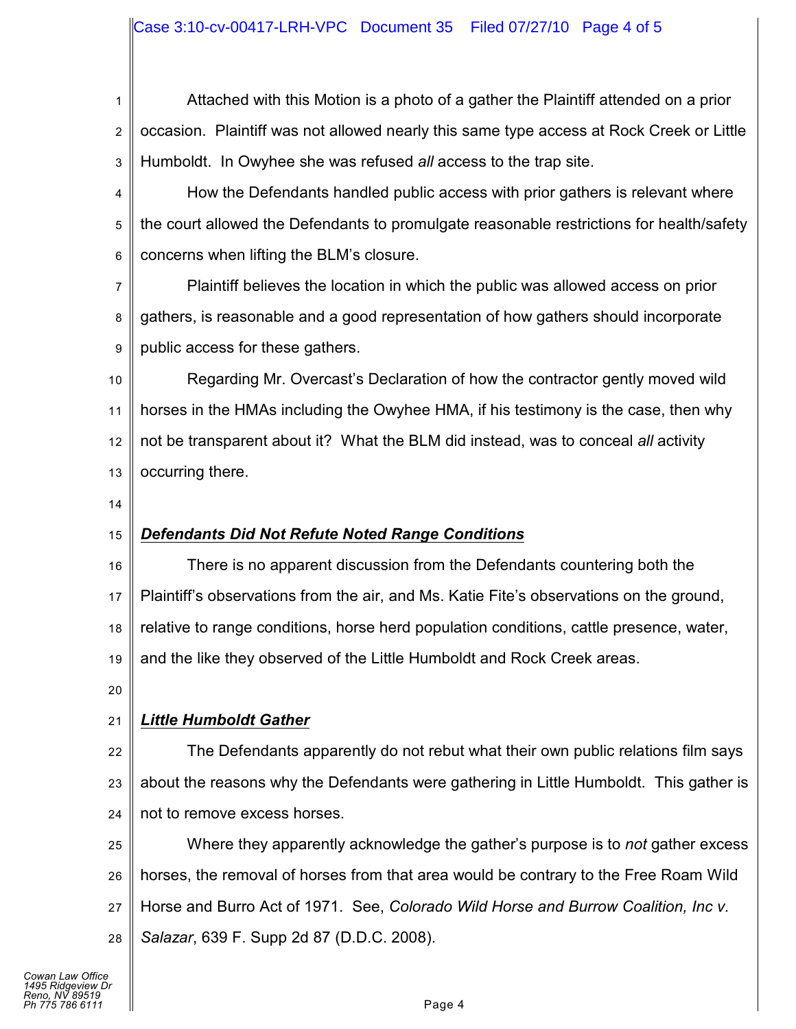Attached with this Motion is a photo of a gather the Plaintiff attended on a prior occasion. Plaintiff was not allowed nearly this same type access at Rock Creek or Little Humboldt. In Owyhee she was refused *all* access to the trap site.

How the Defendants handled public access with prior gathers is relevant where the court allowed the Defendants to promulgate reasonable restrictions for health/safety concerns when lifting the BLM's closure.

Plaintiff believes the location in which the public was allowed access on prior gathers, is reasonable and a good representation of how gathers should incorporate public access for these gathers.

Regarding Mr. Overcast's Declaration of how the contractor gently moved wild horses in the HMAs including the Owyhee HMA, if his testimony is the case, then why not be transparent about it? What the BLM did instead, was to conceal *all* activity occurring there.

***Defendants Did Not Refute Noted Range Conditions***

There is no apparent discussion from the Defendants countering both the Plaintiff's observations from the air, and Ms. Katie Fite's observations on the ground, relative to range conditions, horse herd population conditions, cattle presence, water, and the like they observed of the Little Humboldt and Rock Creek areas.

***Little Humboldt Gather***

The Defendants apparently do not rebut what their own public relations film says about the reasons why the Defendants were gathering in Little Humboldt. This gather is not to remove excess horses.

Where they apparently acknowledge the gather's purpose is to *not* gather excess horses, the removal of horses from that area would be contrary to the Free Roam Wild Horse and Burro Act of 1971. See, *Colorado Wild Horse and Burrow Coalition, Inc v. Salazar*, 639 F. Supp 2d 87 (D.D.C. 2008).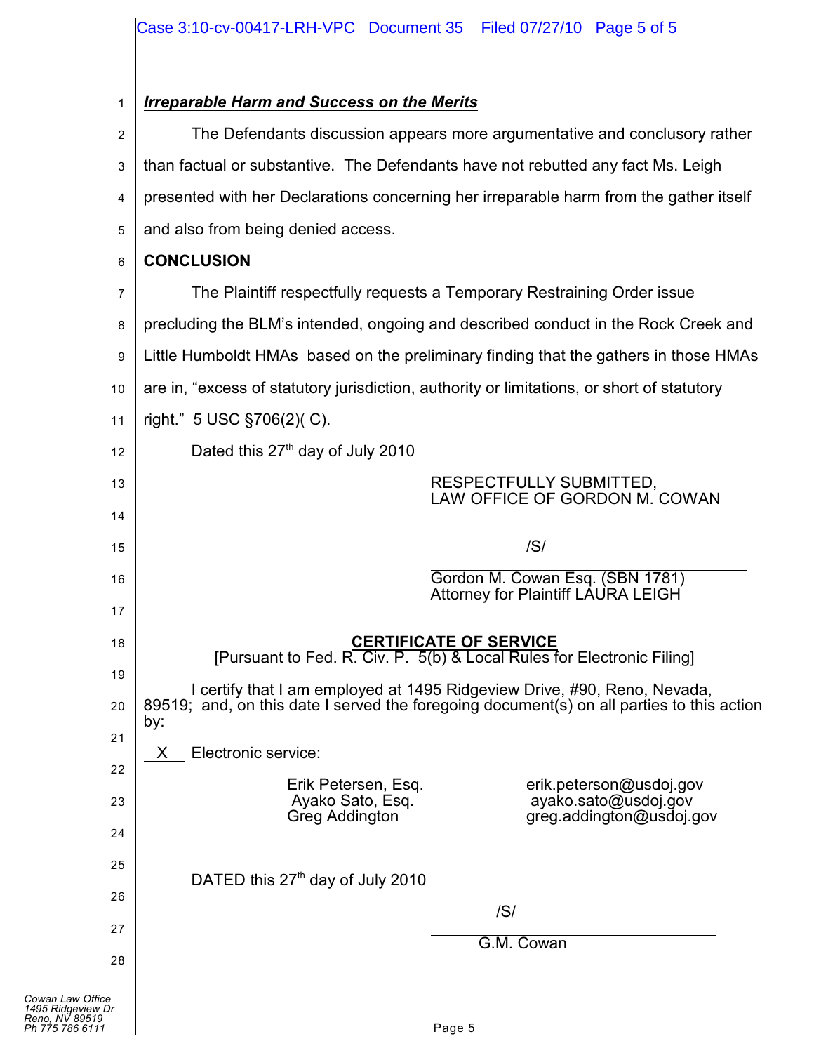***Irreparable Harm and Success on the Merits***

The Defendants discussion appears more argumentative and conclusory rather than factual or substantive. The Defendants have not rebutted any fact Ms. Leigh presented with her Declarations concerning her irreparable harm from the gather itself and also from being denied access.

**CONCLUSION**

The Plaintiff respectfully requests a Temporary Restraining Order issue precluding the BLM's intended, ongoing and described conduct in the Rock Creek and Little Humboldt HMAs based on the preliminary finding that the gathers in those HMAs are in, "excess of statutory jurisdiction, authority or limitations, or short of statutory right." 5 USC §706(2)( C).

Dated this 27th day of July 2010

RESPECTFULLY SUBMITTED,
LAW OFFICE OF GORDON M. COWAN

/S/

Gordon M. Cowan Esq. (SBN 1781)
Attorney for Plaintiff LAURA LEIGH

**CERTIFICATE OF SERVICE**
[Pursuant to Fed. R. Civ. P. 5(b) & Local Rules for Electronic Filing]

I certify that I am employed at 1495 Ridgeview Drive, #90, Reno, Nevada, 89519; and, on this date I served the foregoing document(s) on all parties to this action by:

X Electronic service:

| | |
|---|---|
| Erik Petersen, Esq. | erik.peterson@usdoj.gov |
| Ayako Sato, Esq. | ayako.sato@usdoj.gov |
| Greg Addington | greg.addington@usdoj.gov |

DATED this 27th day of July 2010

/S/

G.M. Cowan

Cowan Law Office
1495 Ridgeview Dr
Reno, NV 89519
Ph 775 786 6111